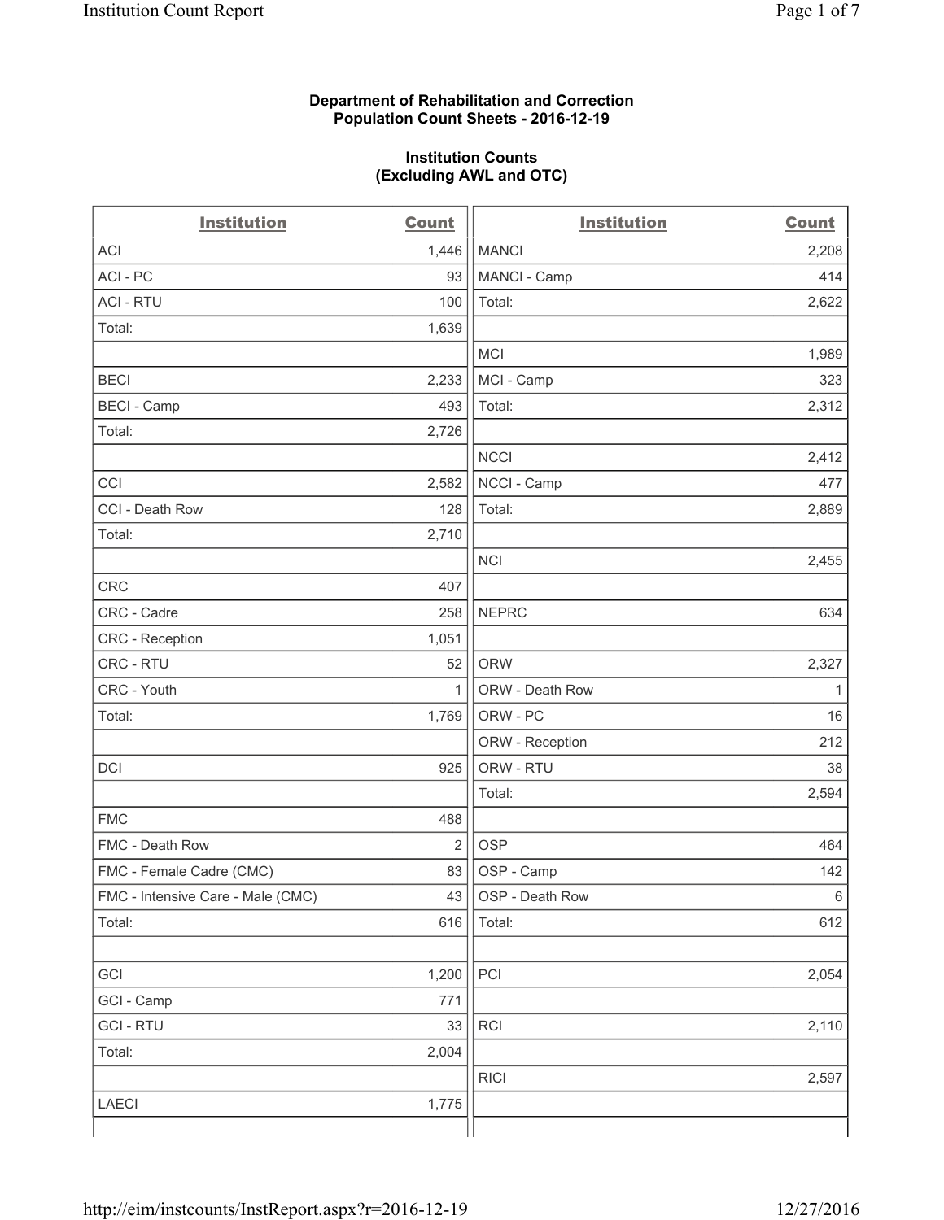**Department of Rehabilitation and Correction**
**Population Count Sheets - 2016-12-19**

**Institution Counts**
**(Excluding AWL and OTC)**

| Institution | Count | Institution | Count |
|---|---|---|---|
| ACI | 1,446 | MANCI | 2,208 |
| ACI - PC | 93 | MANCI - Camp | 414 |
| ACI - RTU | 100 | Total: | 2,622 |
| Total: | 1,639 | | |
| | | MCI | 1,989 |
| BECI | 2,233 | MCI - Camp | 323 |
| BECI - Camp | 493 | Total: | 2,312 |
| Total: | 2,726 | | |
| | | NCCI | 2,412 |
| CCI | 2,582 | NCCI - Camp | 477 |
| CCI - Death Row | 128 | Total: | 2,889 |
| Total: | 2,710 | | |
| | | NCI | 2,455 |
| CRC | 407 | | |
| CRC - Cadre | 258 | NEPRC | 634 |
| CRC - Reception | 1,051 | | |
| CRC - RTU | 52 | ORW | 2,327 |
| CRC - Youth | 1 | ORW - Death Row | 1 |
| Total: | 1,769 | ORW - PC | 16 |
| | | ORW - Reception | 212 |
| DCI | 925 | ORW - RTU | 38 |
| | | Total: | 2,594 |
| FMC | 488 | | |
| FMC - Death Row | 2 | OSP | 464 |
| FMC - Female Cadre (CMC) | 83 | OSP - Camp | 142 |
| FMC - Intensive Care - Male (CMC) | 43 | OSP - Death Row | 6 |
| Total: | 616 | Total: | 612 |
| | | | |
| GCI | 1,200 | PCI | 2,054 |
| GCI - Camp | 771 | | |
| GCI - RTU | 33 | RCI | 2,110 |
| Total: | 2,004 | | |
| | | RICI | 2,597 |
| LAECI | 1,775 | | |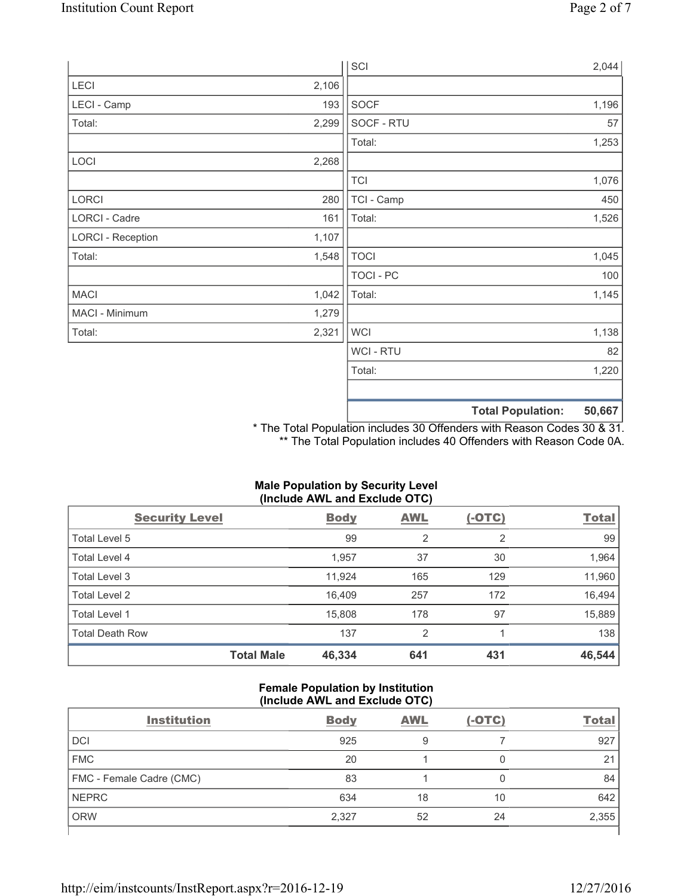| | |
|---|---|
| LECI | 2,106 |
| LECI - Camp | 193 |
| Total: | 2,299 |
| | |
| LOCI | 2,268 |
| | |
| LORCI | 280 |
| LORCI - Cadre | 161 |
| LORCI - Reception | 1,107 |
| Total: | 1,548 |
| | |
| MACI | 1,042 |
| MACI - Minimum | 1,279 |
| Total: | 2,321 |

| | |
|---|---|
| SCI | 2,044 |
| | |
| SOCF | 1,196 |
| SOCF - RTU | 57 |
| Total: | 1,253 |
| | |
| TCI | 1,076 |
| TCI - Camp | 450 |
| Total: | 1,526 |
| | |
| TOCI | 1,045 |
| TOCI - PC | 100 |
| Total: | 1,145 |
| | |
| WCI | 1,138 |
| WCI - RTU | 82 |
| Total: | 1,220 |
| | |
| **Total Population:** | **50,667** |

* The Total Population includes 30 Offenders with Reason Codes 30 & 31.
** The Total Population includes 40 Offenders with Reason Code 0A.

**Male Population by Security Level (Include AWL and Exclude OTC)**

| Security Level | Body | AWL | (-OTC) | Total |
|---|---|---|---|---|
| Total Level 5 | 99 | 2 | 2 | 99 |
| Total Level 4 | 1,957 | 37 | 30 | 1,964 |
| Total Level 3 | 11,924 | 165 | 129 | 11,960 |
| Total Level 2 | 16,409 | 257 | 172 | 16,494 |
| Total Level 1 | 15,808 | 178 | 97 | 15,889 |
| Total Death Row | 137 | 2 | 1 | 138 |
| **Total Male** | **46,334** | **641** | **431** | **46,544** |

**Female Population by Institution (Include AWL and Exclude OTC)**

| Institution | Body | AWL | (-OTC) | Total |
|---|---|---|---|---|
| DCI | 925 | 9 | 7 | 927 |
| FMC | 20 | 1 | 0 | 21 |
| FMC - Female Cadre (CMC) | 83 | 1 | 0 | 84 |
| NEPRC | 634 | 18 | 10 | 642 |
| ORW | 2,327 | 52 | 24 | 2,355 |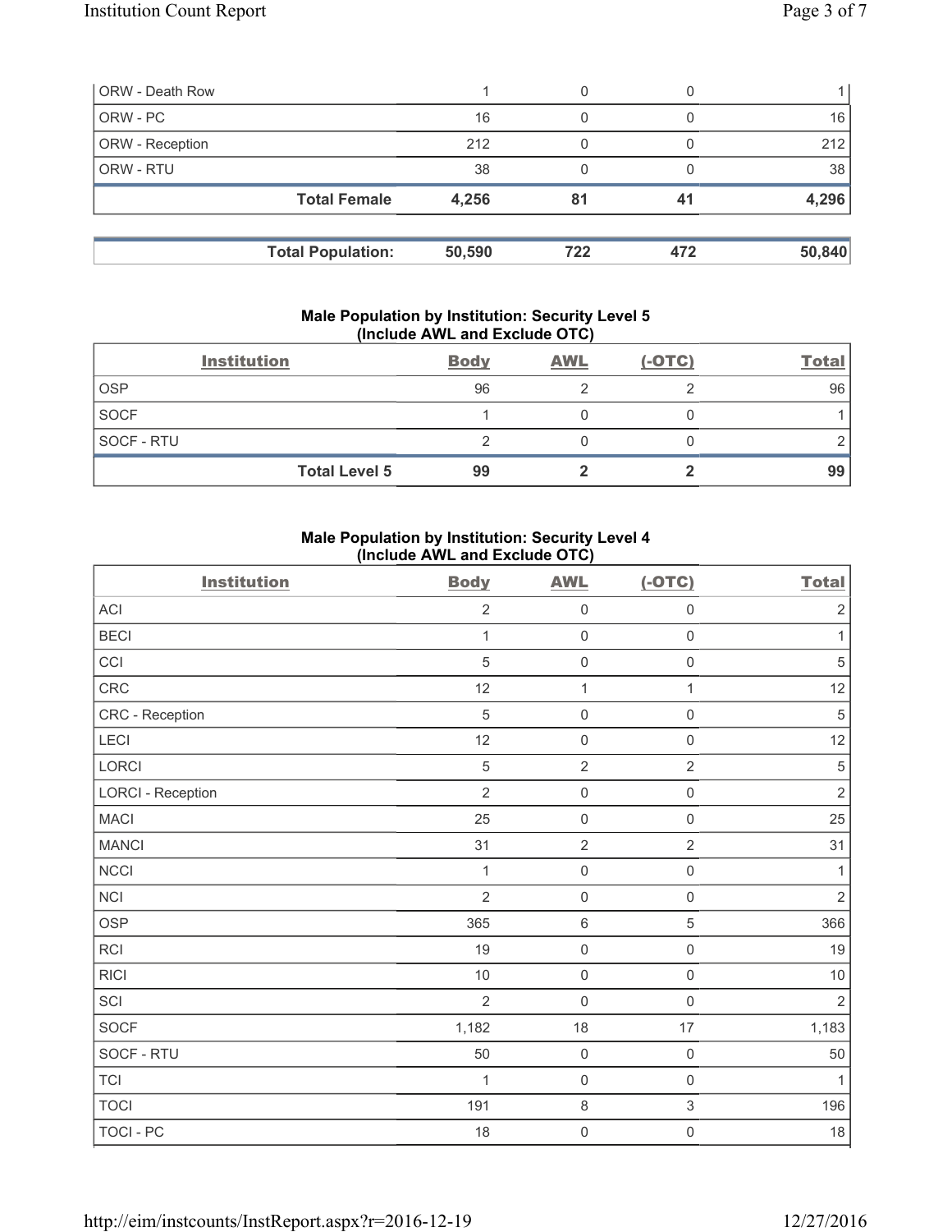| | | | | |
|---|---|---|---|---|
| ORW - Death Row | 1 | 0 | 0 | 1 |
| ORW - PC | 16 | 0 | 0 | 16 |
| ORW - Reception | 212 | 0 | 0 | 212 |
| ORW - RTU | 38 | 0 | 0 | 38 |
| **Total Female** | **4,256** | **81** | **41** | **4,296** |

| | | | | |
|---|---|---|---|---|
| **Total Population:** | **50,590** | **722** | **472** | **50,840** |

**Male Population by Institution: Security Level 5 (Include AWL and Exclude OTC)**

| Institution | Body | AWL | (-OTC) | Total |
|---|---|---|---|---|
| OSP | 96 | 2 | 2 | 96 |
| SOCF | 1 | 0 | 0 | 1 |
| SOCF - RTU | 2 | 0 | 0 | 2 |
| **Total Level 5** | **99** | **2** | **2** | **99** |

**Male Population by Institution: Security Level 4 (Include AWL and Exclude OTC)**

| Institution | Body | AWL | (-OTC) | Total |
|---|---|---|---|---|
| ACI | 2 | 0 | 0 | 2 |
| BECI | 1 | 0 | 0 | 1 |
| CCI | 5 | 0 | 0 | 5 |
| CRC | 12 | 1 | 1 | 12 |
| CRC - Reception | 5 | 0 | 0 | 5 |
| LECI | 12 | 0 | 0 | 12 |
| LORCI | 5 | 2 | 2 | 5 |
| LORCI - Reception | 2 | 0 | 0 | 2 |
| MACI | 25 | 0 | 0 | 25 |
| MANCI | 31 | 2 | 2 | 31 |
| NCCI | 1 | 0 | 0 | 1 |
| NCI | 2 | 0 | 0 | 2 |
| OSP | 365 | 6 | 5 | 366 |
| RCI | 19 | 0 | 0 | 19 |
| RICI | 10 | 0 | 0 | 10 |
| SCI | 2 | 0 | 0 | 2 |
| SOCF | 1,182 | 18 | 17 | 1,183 |
| SOCF - RTU | 50 | 0 | 0 | 50 |
| TCI | 1 | 0 | 0 | 1 |
| TOCI | 191 | 8 | 3 | 196 |
| TOCI - PC | 18 | 0 | 0 | 18 |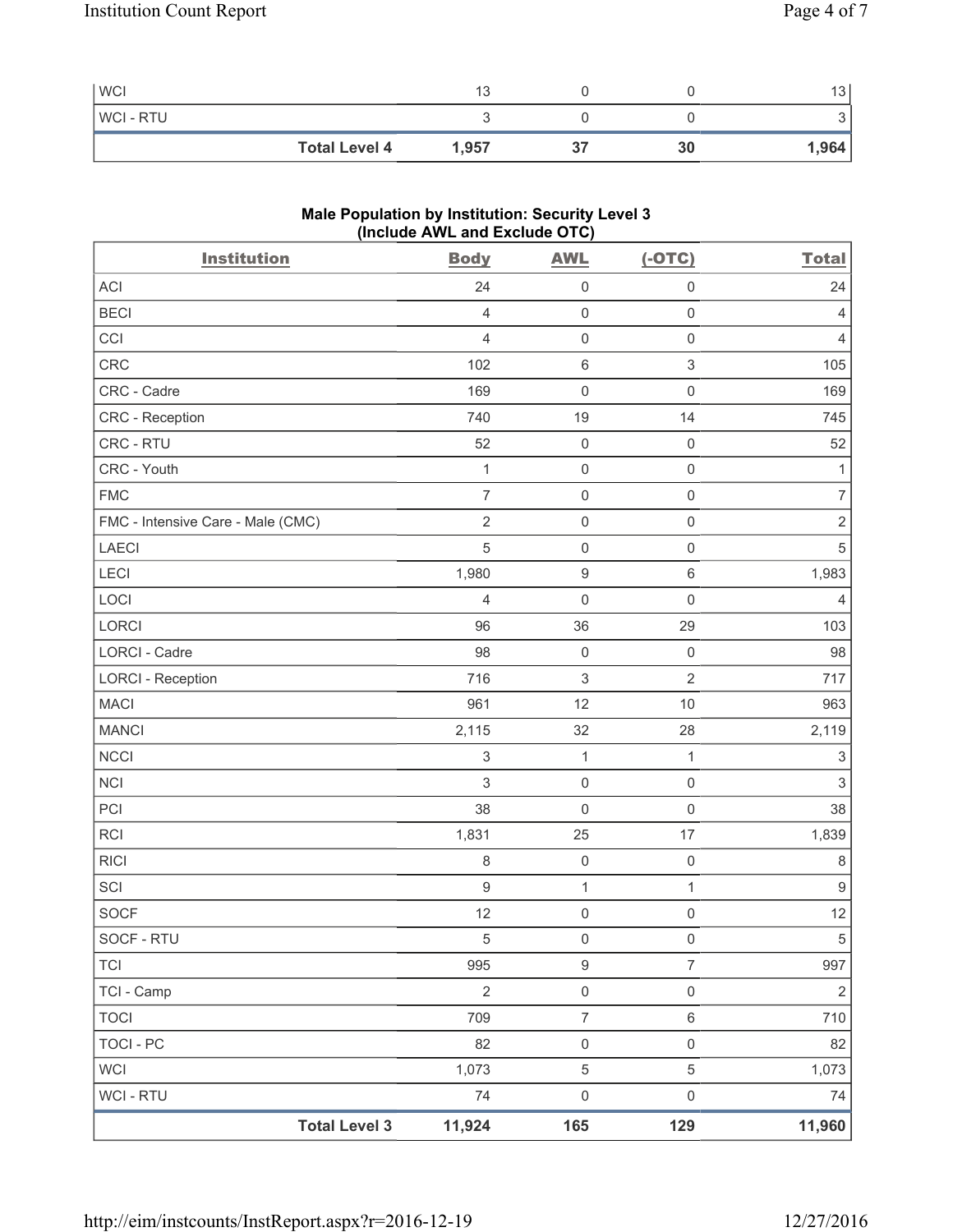| | | | | |
|---|---|---|---|---|
| WCI | 13 | 0 | 0 | 13 |
| WCI - RTU | 3 | 0 | 0 | 3 |
| **Total Level 4** | **1,957** | **37** | **30** | **1,964** |

**Male Population by Institution: Security Level 3 (Include AWL and Exclude OTC)**

| Institution | Body | AWL | (-OTC) | Total |
|---|---|---|---|---|
| ACI | 24 | 0 | 0 | 24 |
| BECI | 4 | 0 | 0 | 4 |
| CCI | 4 | 0 | 0 | 4 |
| CRC | 102 | 6 | 3 | 105 |
| CRC - Cadre | 169 | 0 | 0 | 169 |
| CRC - Reception | 740 | 19 | 14 | 745 |
| CRC - RTU | 52 | 0 | 0 | 52 |
| CRC - Youth | 1 | 0 | 0 | 1 |
| FMC | 7 | 0 | 0 | 7 |
| FMC - Intensive Care - Male (CMC) | 2 | 0 | 0 | 2 |
| LAECI | 5 | 0 | 0 | 5 |
| LECI | 1,980 | 9 | 6 | 1,983 |
| LOCI | 4 | 0 | 0 | 4 |
| LORCI | 96 | 36 | 29 | 103 |
| LORCI - Cadre | 98 | 0 | 0 | 98 |
| LORCI - Reception | 716 | 3 | 2 | 717 |
| MACI | 961 | 12 | 10 | 963 |
| MANCI | 2,115 | 32 | 28 | 2,119 |
| NCCI | 3 | 1 | 1 | 3 |
| NCI | 3 | 0 | 0 | 3 |
| PCI | 38 | 0 | 0 | 38 |
| RCI | 1,831 | 25 | 17 | 1,839 |
| RICI | 8 | 0 | 0 | 8 |
| SCI | 9 | 1 | 1 | 9 |
| SOCF | 12 | 0 | 0 | 12 |
| SOCF - RTU | 5 | 0 | 0 | 5 |
| TCI | 995 | 9 | 7 | 997 |
| TCI - Camp | 2 | 0 | 0 | 2 |
| TOCI | 709 | 7 | 6 | 710 |
| TOCI - PC | 82 | 0 | 0 | 82 |
| WCI | 1,073 | 5 | 5 | 1,073 |
| WCI - RTU | 74 | 0 | 0 | 74 |
| **Total Level 3** | **11,924** | **165** | **129** | **11,960** |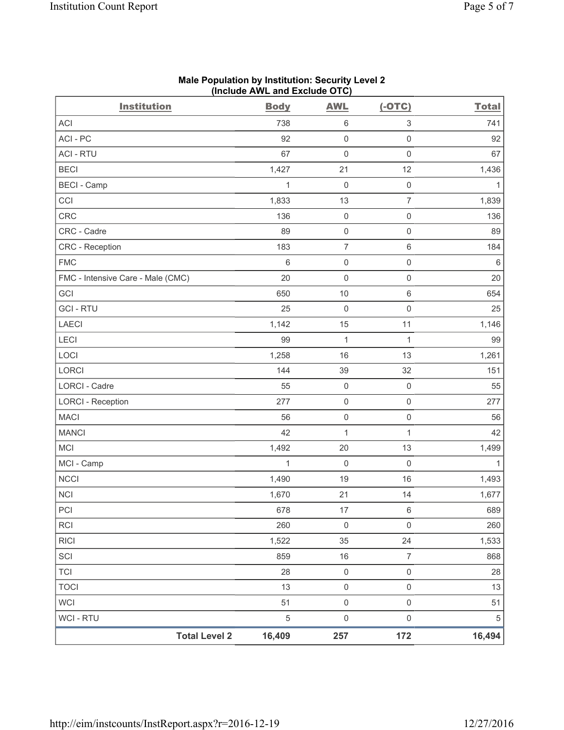## Male Population by Institution: Security Level 2 (Include AWL and Exclude OTC)

| Institution | Body | AWL | (-OTC) | Total |
|---|---|---|---|---|
| ACI | 738 | 6 | 3 | 741 |
| ACI - PC | 92 | 0 | 0 | 92 |
| ACI - RTU | 67 | 0 | 0 | 67 |
| BECI | 1,427 | 21 | 12 | 1,436 |
| BECI - Camp | 1 | 0 | 0 | 1 |
| CCI | 1,833 | 13 | 7 | 1,839 |
| CRC | 136 | 0 | 0 | 136 |
| CRC - Cadre | 89 | 0 | 0 | 89 |
| CRC - Reception | 183 | 7 | 6 | 184 |
| FMC | 6 | 0 | 0 | 6 |
| FMC - Intensive Care - Male (CMC) | 20 | 0 | 0 | 20 |
| GCI | 650 | 10 | 6 | 654 |
| GCI - RTU | 25 | 0 | 0 | 25 |
| LAECI | 1,142 | 15 | 11 | 1,146 |
| LECI | 99 | 1 | 1 | 99 |
| LOCI | 1,258 | 16 | 13 | 1,261 |
| LORCI | 144 | 39 | 32 | 151 |
| LORCI - Cadre | 55 | 0 | 0 | 55 |
| LORCI - Reception | 277 | 0 | 0 | 277 |
| MACI | 56 | 0 | 0 | 56 |
| MANCI | 42 | 1 | 1 | 42 |
| MCI | 1,492 | 20 | 13 | 1,499 |
| MCI - Camp | 1 | 0 | 0 | 1 |
| NCCI | 1,490 | 19 | 16 | 1,493 |
| NCI | 1,670 | 21 | 14 | 1,677 |
| PCI | 678 | 17 | 6 | 689 |
| RCI | 260 | 0 | 0 | 260 |
| RICI | 1,522 | 35 | 24 | 1,533 |
| SCI | 859 | 16 | 7 | 868 |
| TCI | 28 | 0 | 0 | 28 |
| TOCI | 13 | 0 | 0 | 13 |
| WCI | 51 | 0 | 0 | 51 |
| WCI - RTU | 5 | 0 | 0 | 5 |
| **Total Level 2** | **16,409** | **257** | **172** | **16,494** |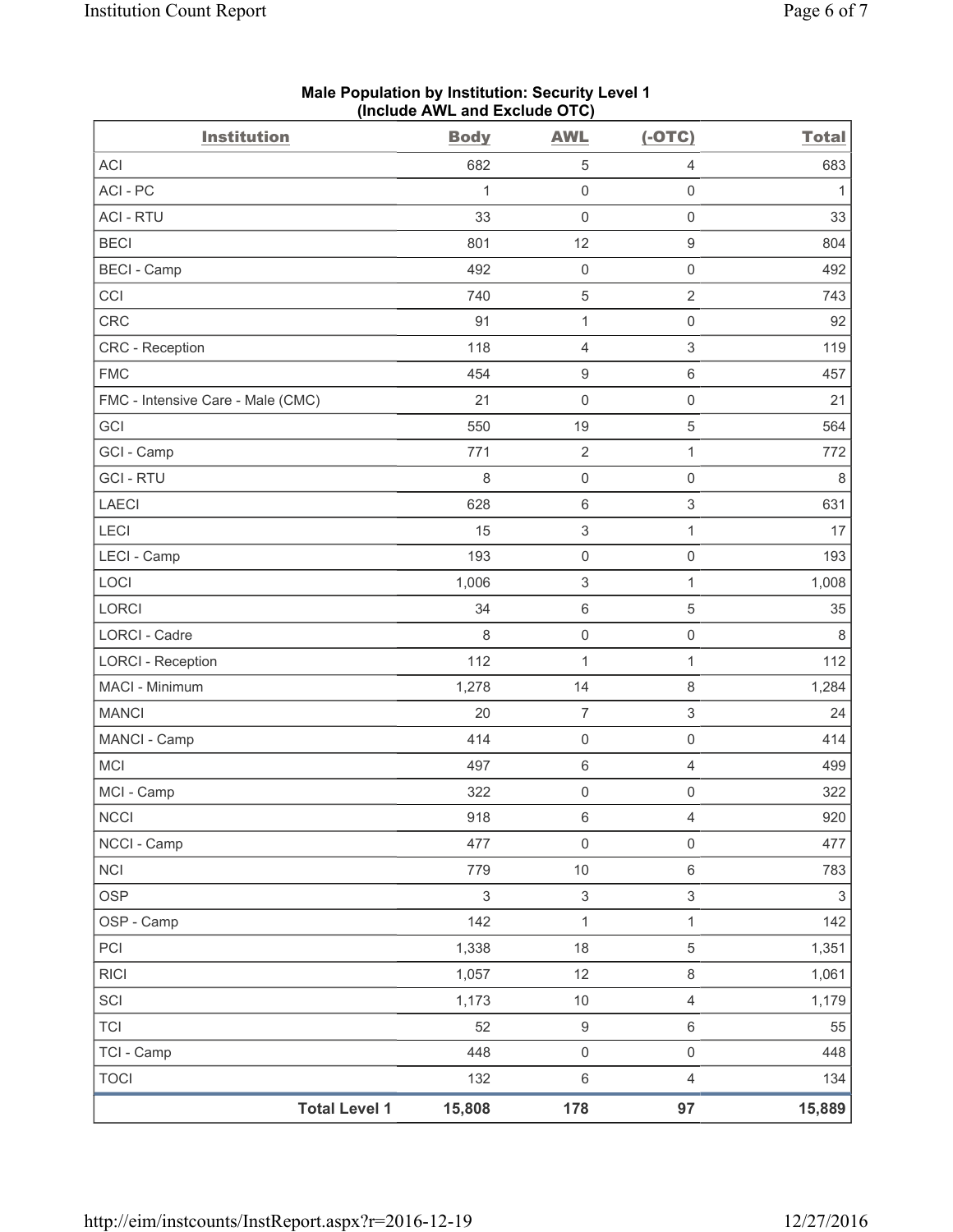**Male Population by Institution: Security Level 1**
**(Include AWL and Exclude OTC)**

| Institution | Body | AWL | (-OTC) | Total |
|---|---|---|---|---|
| ACI | 682 | 5 | 4 | 683 |
| ACI - PC | 1 | 0 | 0 | 1 |
| ACI - RTU | 33 | 0 | 0 | 33 |
| BECI | 801 | 12 | 9 | 804 |
| BECI - Camp | 492 | 0 | 0 | 492 |
| CCI | 740 | 5 | 2 | 743 |
| CRC | 91 | 1 | 0 | 92 |
| CRC - Reception | 118 | 4 | 3 | 119 |
| FMC | 454 | 9 | 6 | 457 |
| FMC - Intensive Care - Male (CMC) | 21 | 0 | 0 | 21 |
| GCI | 550 | 19 | 5 | 564 |
| GCI - Camp | 771 | 2 | 1 | 772 |
| GCI - RTU | 8 | 0 | 0 | 8 |
| LAECI | 628 | 6 | 3 | 631 |
| LECI | 15 | 3 | 1 | 17 |
| LECI - Camp | 193 | 0 | 0 | 193 |
| LOCI | 1,006 | 3 | 1 | 1,008 |
| LORCI | 34 | 6 | 5 | 35 |
| LORCI - Cadre | 8 | 0 | 0 | 8 |
| LORCI - Reception | 112 | 1 | 1 | 112 |
| MACI - Minimum | 1,278 | 14 | 8 | 1,284 |
| MANCI | 20 | 7 | 3 | 24 |
| MANCI - Camp | 414 | 0 | 0 | 414 |
| MCI | 497 | 6 | 4 | 499 |
| MCI - Camp | 322 | 0 | 0 | 322 |
| NCCI | 918 | 6 | 4 | 920 |
| NCCI - Camp | 477 | 0 | 0 | 477 |
| NCI | 779 | 10 | 6 | 783 |
| OSP | 3 | 3 | 3 | 3 |
| OSP - Camp | 142 | 1 | 1 | 142 |
| PCI | 1,338 | 18 | 5 | 1,351 |
| RICI | 1,057 | 12 | 8 | 1,061 |
| SCI | 1,173 | 10 | 4 | 1,179 |
| TCI | 52 | 9 | 6 | 55 |
| TCI - Camp | 448 | 0 | 0 | 448 |
| TOCI | 132 | 6 | 4 | 134 |
| **Total Level 1** | **15,808** | **178** | **97** | **15,889** |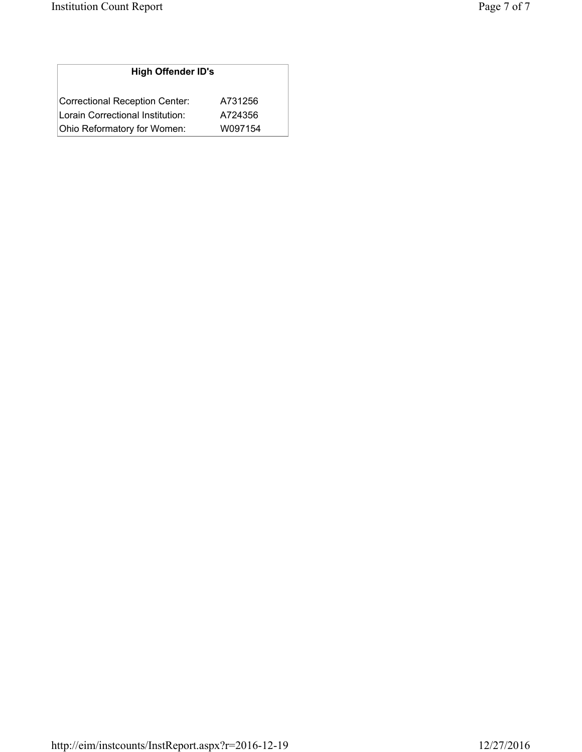| High Offender ID's | |
|---|---|
| Correctional Reception Center: | A731256 |
| Lorain Correctional Institution: | A724356 |
| Ohio Reformatory for Women: | W097154 |